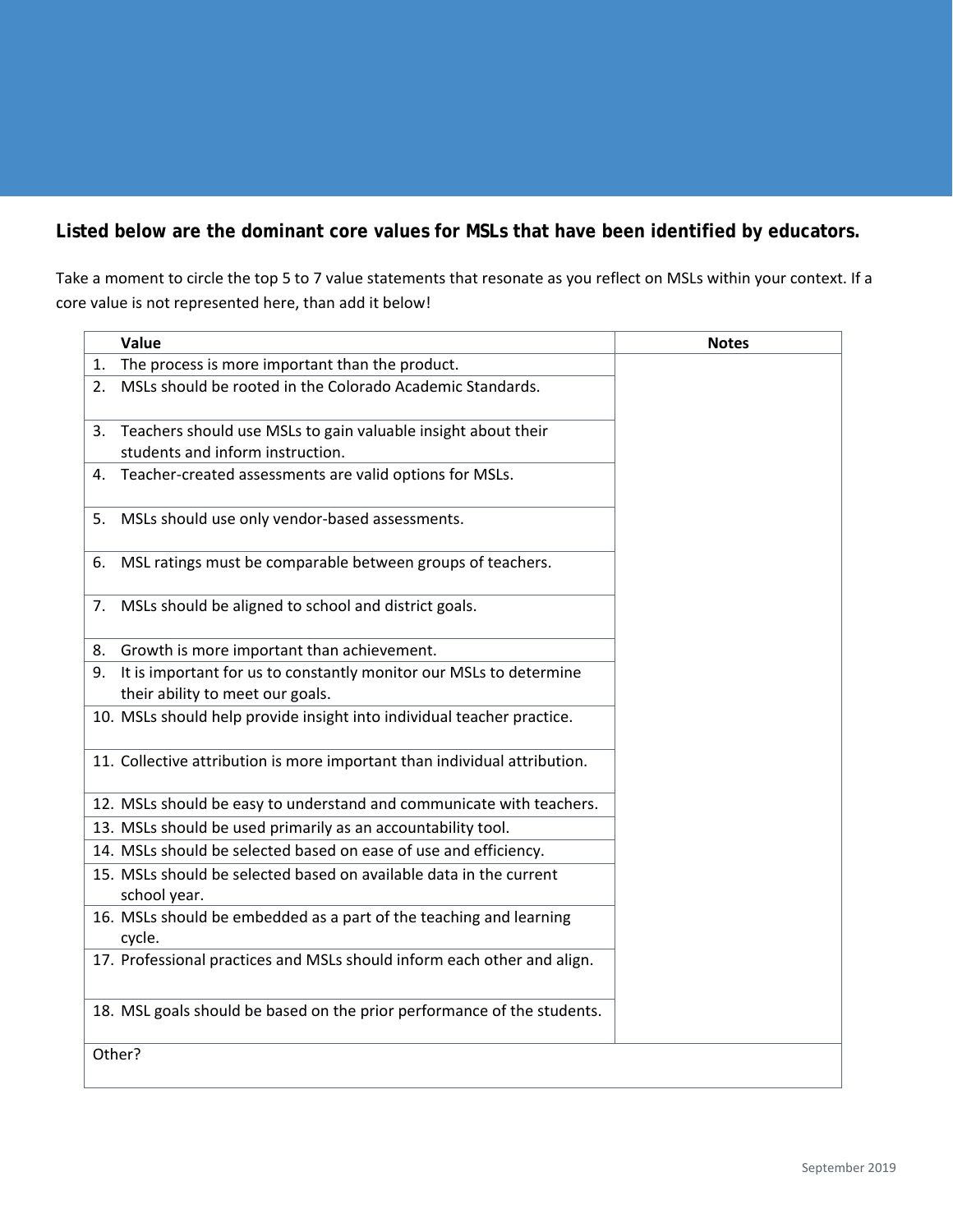**Listed below are the dominant core values for MSLs that have been identified by educators.**

Take a moment to circle the top 5 to 7 value statements that resonate as you reflect on MSLs within your context. If a core value is not represented here, than add it below!

| Value | Notes |
|---|---|
| 1. The process is more important than the product. | |
| 2. MSLs should be rooted in the Colorado Academic Standards. | |
| 3. Teachers should use MSLs to gain valuable insight about their students and inform instruction. | |
| 4. Teacher-created assessments are valid options for MSLs. | |
| 5. MSLs should use only vendor-based assessments. | |
| 6. MSL ratings must be comparable between groups of teachers. | |
| 7. MSLs should be aligned to school and district goals. | |
| 8. Growth is more important than achievement. | |
| 9. It is important for us to constantly monitor our MSLs to determine their ability to meet our goals. | |
| 10. MSLs should help provide insight into individual teacher practice. | |
| 11. Collective attribution is more important than individual attribution. | |
| 12. MSLs should be easy to understand and communicate with teachers. | |
| 13. MSLs should be used primarily as an accountability tool. | |
| 14. MSLs should be selected based on ease of use and efficiency. | |
| 15. MSLs should be selected based on available data in the current school year. | |
| 16. MSLs should be embedded as a part of the teaching and learning cycle. | |
| 17. Professional practices and MSLs should inform each other and align. | |
| 18. MSL goals should be based on the prior performance of the students. | |
| Other? | |

September 2019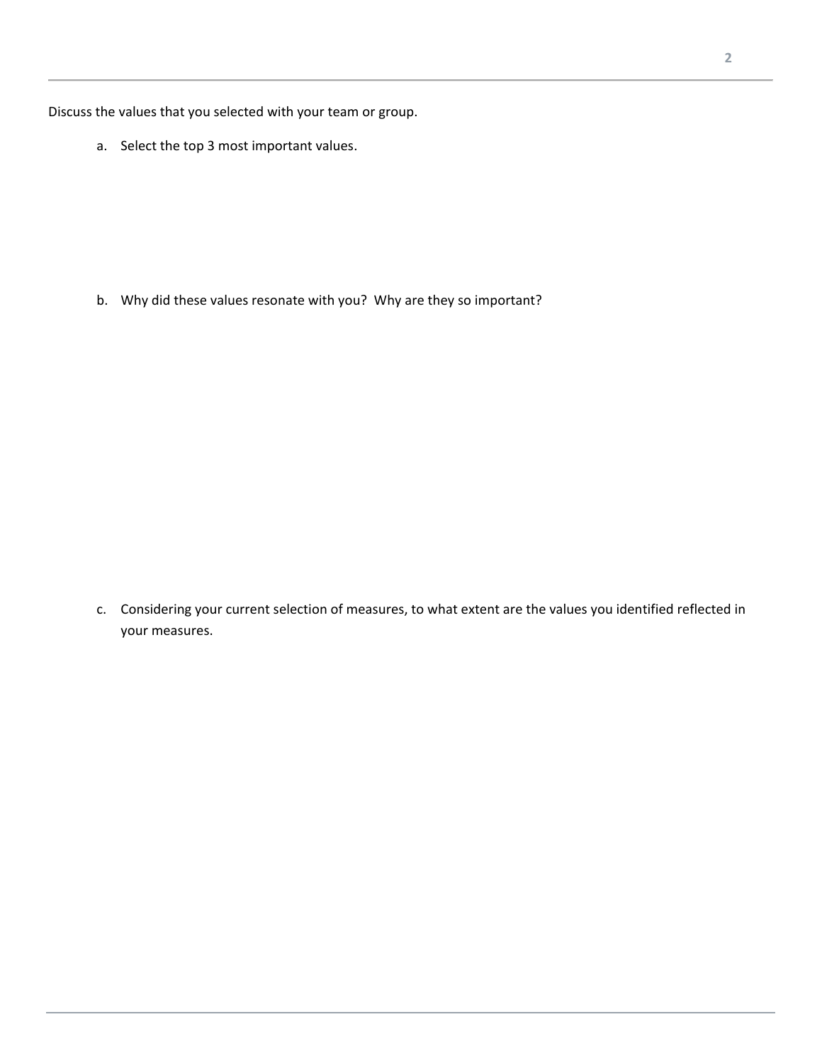Discuss the values that you selected with your team or group.

a. Select the top 3 most important values.

b. Why did these values resonate with you? Why are they so important?

c. Considering your current selection of measures, to what extent are the values you identified reflected in your measures.